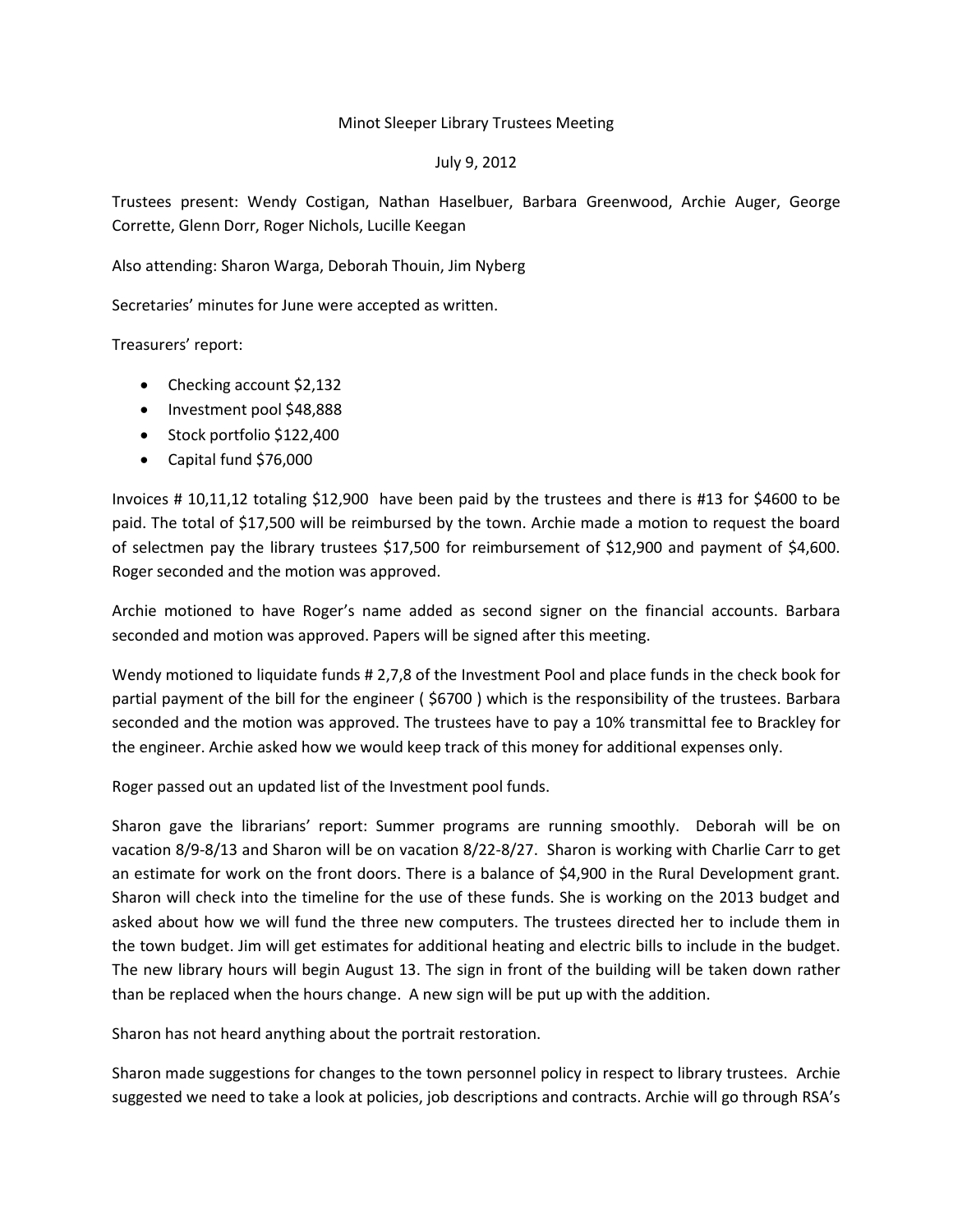Minot Sleeper Library Trustees Meeting

July 9, 2012

Trustees present: Wendy Costigan, Nathan Haselbuer, Barbara Greenwood, Archie Auger, George Corrette, Glenn Dorr, Roger Nichols, Lucille Keegan

Also attending: Sharon Warga, Deborah Thouin, Jim Nyberg

Secretaries' minutes for June were accepted as written.

Treasurers' report:

- Checking account $2,132
- Investment pool $48,888
- Stock portfolio $122,400
- Capital fund $76,000

Invoices # 10,11,12 totaling $12,900 have been paid by the trustees and there is #13 for $4600 to be paid. The total of $17,500 will be reimbursed by the town. Archie made a motion to request the board of selectmen pay the library trustees $17,500 for reimbursement of $12,900 and payment of $4,600. Roger seconded and the motion was approved.

Archie motioned to have Roger's name added as second signer on the financial accounts. Barbara seconded and motion was approved. Papers will be signed after this meeting.

Wendy motioned to liquidate funds # 2,7,8 of the Investment Pool and place funds in the check book for partial payment of the bill for the engineer ( $6700 ) which is the responsibility of the trustees. Barbara seconded and the motion was approved. The trustees have to pay a 10% transmittal fee to Brackley for the engineer. Archie asked how we would keep track of this money for additional expenses only.

Roger passed out an updated list of the Investment pool funds.

Sharon gave the librarians' report: Summer programs are running smoothly. Deborah will be on vacation 8/9-8/13 and Sharon will be on vacation 8/22-8/27. Sharon is working with Charlie Carr to get an estimate for work on the front doors. There is a balance of $4,900 in the Rural Development grant. Sharon will check into the timeline for the use of these funds. She is working on the 2013 budget and asked about how we will fund the three new computers. The trustees directed her to include them in the town budget. Jim will get estimates for additional heating and electric bills to include in the budget. The new library hours will begin August 13. The sign in front of the building will be taken down rather than be replaced when the hours change. A new sign will be put up with the addition.

Sharon has not heard anything about the portrait restoration.

Sharon made suggestions for changes to the town personnel policy in respect to library trustees. Archie suggested we need to take a look at policies, job descriptions and contracts. Archie will go through RSA's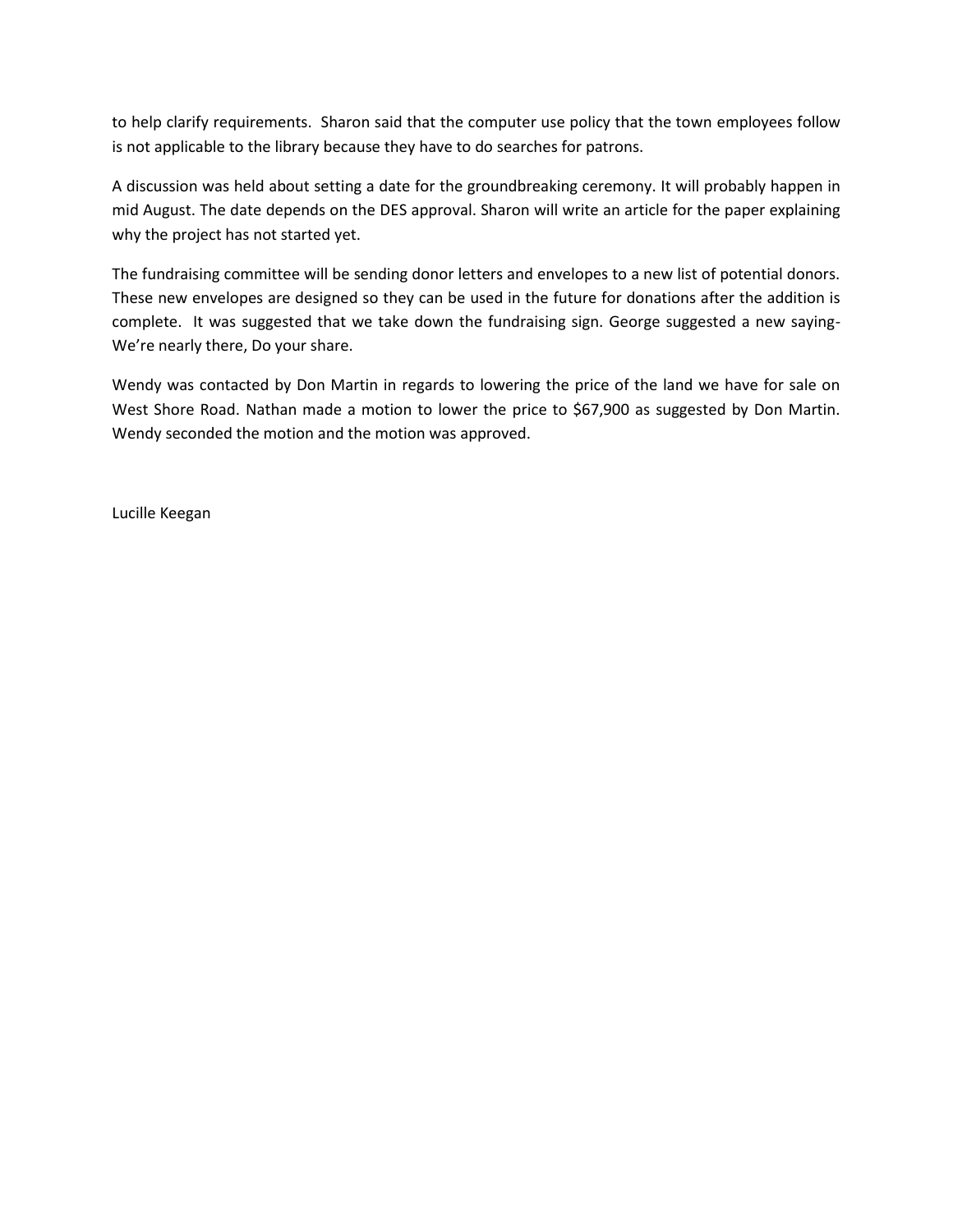to help clarify requirements. Sharon said that the computer use policy that the town employees follow is not applicable to the library because they have to do searches for patrons.

A discussion was held about setting a date for the groundbreaking ceremony. It will probably happen in mid August. The date depends on the DES approval. Sharon will write an article for the paper explaining why the project has not started yet.

The fundraising committee will be sending donor letters and envelopes to a new list of potential donors. These new envelopes are designed so they can be used in the future for donations after the addition is complete. It was suggested that we take down the fundraising sign. George suggested a new saying- We're nearly there, Do your share.

Wendy was contacted by Don Martin in regards to lowering the price of the land we have for sale on West Shore Road. Nathan made a motion to lower the price to $67,900 as suggested by Don Martin. Wendy seconded the motion and the motion was approved.

Lucille Keegan